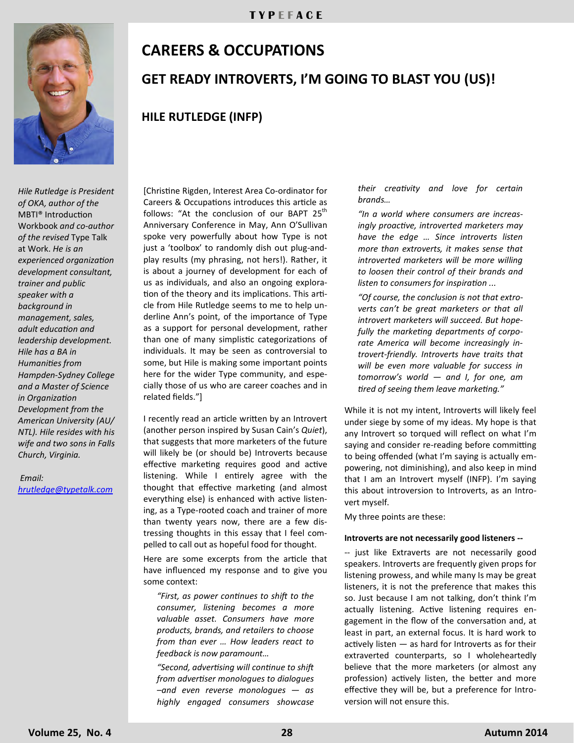# CAREERS & OCCUPATIONS

## GET READY INTROVERTS, I'M GOING TO BLAST YOU (US)!

### HILE RUTLEDGE (INFP)

*Hile Rutledge is President of OKA, author of the* MBTI® Introduction Workbook *and co-author of the revised* Type Talk at Work. *He is an experienced organization development consultant, trainer and public speaker with a background in management, sales, adult education and leadership development. Hile has a BA in Humanities from Hampden-Sydney College and a Master of Science in Organization Development from the American University (AU/NTL). Hile resides with his wife and two sons in Falls Church, Virginia.*

*Email:* hrutledge@typetalk.com

[Christine Rigden, Interest Area Co-ordinator for Careers & Occupations introduces this article as follows: "At the conclusion of our BAPT 25th Anniversary Conference in May, Ann O'Sullivan spoke very powerfully about how Type is not just a 'toolbox' to randomly dish out plug-and-play results (my phrasing, not hers!). Rather, it is about a journey of development for each of us as individuals, and also an ongoing exploration of the theory and its implications. This article from Hile Rutledge seems to me to help underline Ann's point, of the importance of Type as a support for personal development, rather than one of many simplistic categorizations of individuals. It may be seen as controversial to some, but Hile is making some important points here for the wider Type community, and especially those of us who are career coaches and in related fields."]

I recently read an article written by an Introvert (another person inspired by Susan Cain's *Quiet*), that suggests that more marketers of the future will likely be (or should be) Introverts because effective marketing requires good and active listening. While I entirely agree with the thought that effective marketing (and almost everything else) is enhanced with active listening, as a Type-rooted coach and trainer of more than twenty years now, there are a few distressing thoughts in this essay that I feel compelled to call out as hopeful food for thought.

Here are some excerpts from the article that have influenced my response and to give you some context:

> *"First, as power continues to shift to the consumer, listening becomes a more valuable asset. Consumers have more products, brands, and retailers to choose from than ever … How leaders react to feedback is now paramount…*
>
> *"Second, advertising will continue to shift from advertiser monologues to dialogues –and even reverse monologues — as highly engaged consumers showcase their creativity and love for certain brands…*
>
> *"In a world where consumers are increasingly proactive, introverted marketers may have the edge … Since introverts listen more than extroverts, it makes sense that introverted marketers will be more willing to loosen their control of their brands and listen to consumers for inspiration ...*
>
> *"Of course, the conclusion is not that extroverts can't be great marketers or that all introvert marketers will succeed. But hopefully the marketing departments of corporate America will become increasingly introvert-friendly. Introverts have traits that will be even more valuable for success in tomorrow's world — and I, for one, am tired of seeing them leave marketing."*

While it is not my intent, Introverts will likely feel under siege by some of my ideas. My hope is that any Introvert so torqued will reflect on what I'm saying and consider re-reading before committing to being offended (what I'm saying is actually empowering, not diminishing), and also keep in mind that I am an Introvert myself (INFP). I'm saying this about introversion to Introverts, as an Introvert myself.

My three points are these:

**Introverts are not necessarily good listeners --**

-- just like Extraverts are not necessarily good speakers. Introverts are frequently given props for listening prowess, and while many Is may be great listeners, it is not the preference that makes this so. Just because I am not talking, don't think I'm actually listening. Active listening requires engagement in the flow of the conversation and, at least in part, an external focus. It is hard work to actively listen — as hard for Introverts as for their extraverted counterparts, so I wholeheartedly believe that the more marketers (or almost any profession) actively listen, the better and more effective they will be, but a preference for Introversion will not ensure this.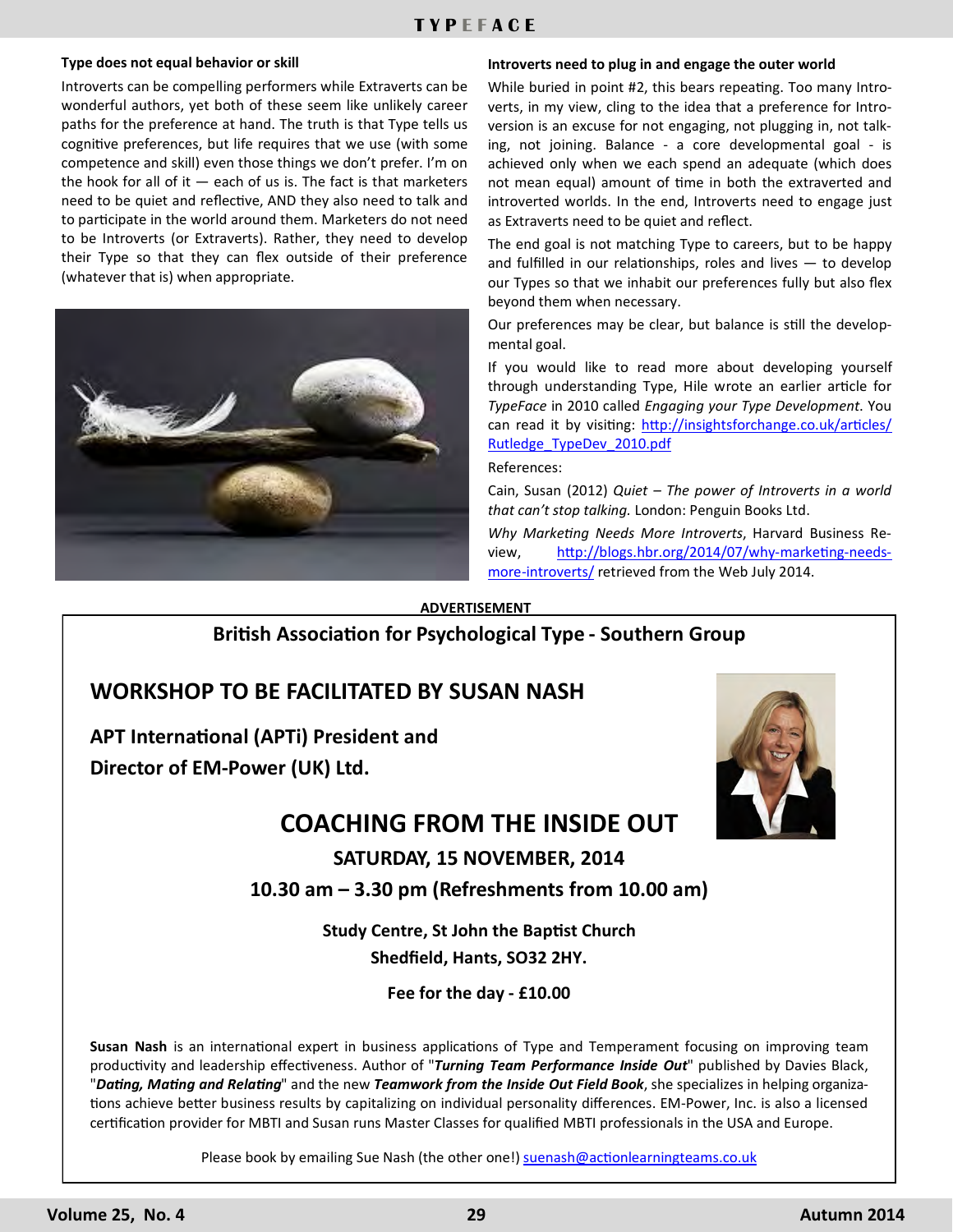### Type does not equal behavior or skill

Introverts can be compelling performers while Extraverts can be wonderful authors, yet both of these seem like unlikely career paths for the preference at hand. The truth is that Type tells us cognitive preferences, but life requires that we use (with some competence and skill) even those things we don't prefer. I'm on the hook for all of it — each of us is. The fact is that marketers need to be quiet and reflective, AND they also need to talk and to participate in the world around them. Marketers do not need to be Introverts (or Extraverts). Rather, they need to develop their Type so that they can flex outside of their preference (whatever that is) when appropriate.

### Introverts need to plug in and engage the outer world

While buried in point #2, this bears repeating. Too many Introverts, in my view, cling to the idea that a preference for Introversion is an excuse for not engaging, not plugging in, not talking, not joining. Balance - a core developmental goal - is achieved only when we each spend an adequate (which does not mean equal) amount of time in both the extraverted and introverted worlds. In the end, Introverts need to engage just as Extraverts need to be quiet and reflect.

The end goal is not matching Type to careers, but to be happy and fulfilled in our relationships, roles and lives — to develop our Types so that we inhabit our preferences fully but also flex beyond them when necessary.

Our preferences may be clear, but balance is still the developmental goal.

If you would like to read more about developing yourself through understanding Type, Hile wrote an earlier article for *TypeFace* in 2010 called *Engaging your Type Development*. You can read it by visiting: http://insightsforchange.co.uk/articles/Rutledge_TypeDev_2010.pdf

References:

Cain, Susan (2012) *Quiet – The power of Introverts in a world that can't stop talking.* London: Penguin Books Ltd.

*Why Marketing Needs More Introverts*, Harvard Business Review, http://blogs.hbr.org/2014/07/why-marketing-needs-more-introverts/ retrieved from the Web July 2014.

**ADVERTISEMENT**

## British Association for Psychological Type - Southern Group

## WORKSHOP TO BE FACILITATED BY SUSAN NASH

**APT International (APTi) President and**
**Director of EM-Power (UK) Ltd.**

## COACHING FROM THE INSIDE OUT

**SATURDAY, 15 NOVEMBER, 2014**

**10.30 am – 3.30 pm (Refreshments from 10.00 am)**

**Study Centre, St John the Baptist Church**
**Shedfield, Hants, SO32 2HY.**

**Fee for the day - £10.00**

**Susan Nash** is an international expert in business applications of Type and Temperament focusing on improving team productivity and leadership effectiveness. Author of "***Turning Team Performance Inside Out***" published by Davies Black, "***Dating, Mating and Relating***" and the new ***Teamwork from the Inside Out Field Book***, she specializes in helping organizations achieve better business results by capitalizing on individual personality differences. EM-Power, Inc. is also a licensed certification provider for MBTI and Susan runs Master Classes for qualified MBTI professionals in the USA and Europe.

Please book by emailing Sue Nash (the other one!) suenash@actionlearningteams.co.uk